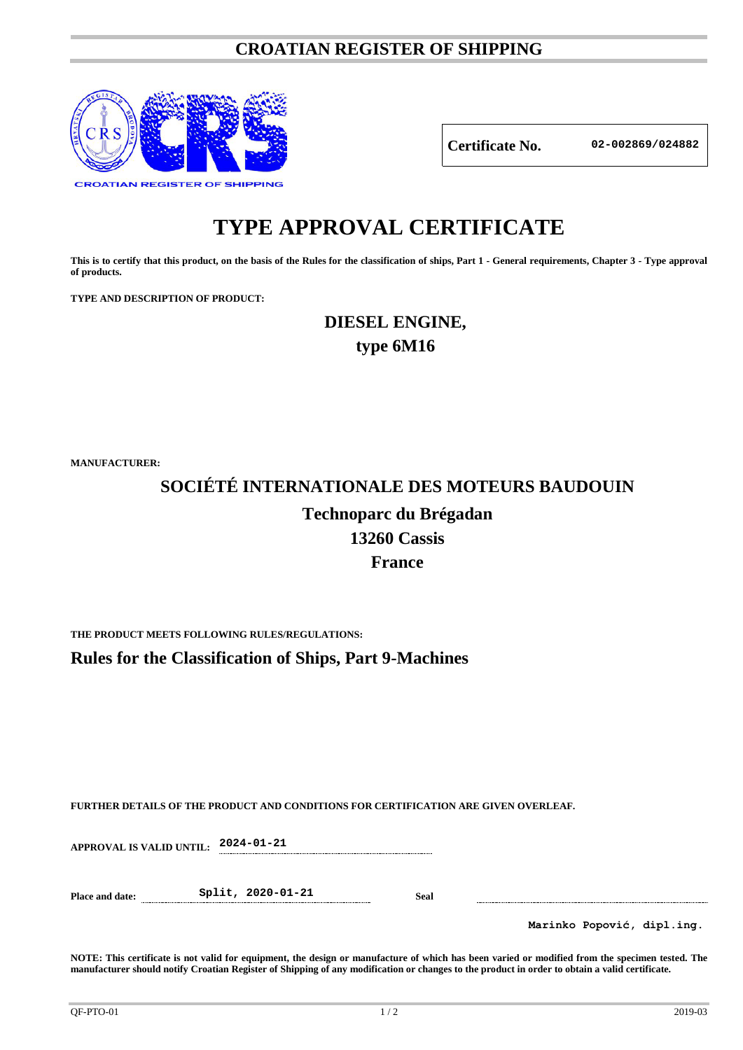# CROATIAN REGISTER OF SHIPPING

**Certificate No.** 02-002869/024882

# TYPE APPROVAL CERTIFICATE

**This is to certify that this product, on the basis of the Rules for the classification of ships, Part 1 - General requirements, Chapter 3 - Type approval of products.**

**TYPE AND DESCRIPTION OF PRODUCT:**

## DIESEL ENGINE,
## type 6M16

**MANUFACTURER:**

## SOCIÉTÉ INTERNATIONALE DES MOTEURS BAUDOUIN
## Technoparc du Brégadan
## 13260 Cassis
## France

**THE PRODUCT MEETS FOLLOWING RULES/REGULATIONS:**

## Rules for the Classification of Ships, Part 9-Machines

**FURTHER DETAILS OF THE PRODUCT AND CONDITIONS FOR CERTIFICATION ARE GIVEN OVERLEAF.**

**APPROVAL IS VALID UNTIL:** 2024-01-21

**Place and date:** Split, 2020-01-21

**Seal**

Marinko Popović, dipl.ing.

**NOTE: This certificate is not valid for equipment, the design or manufacture of which has been varied or modified from the specimen tested. The manufacturer should notify Croatian Register of Shipping of any modification or changes to the product in order to obtain a valid certificate.**

QF-PTO-01 2019-03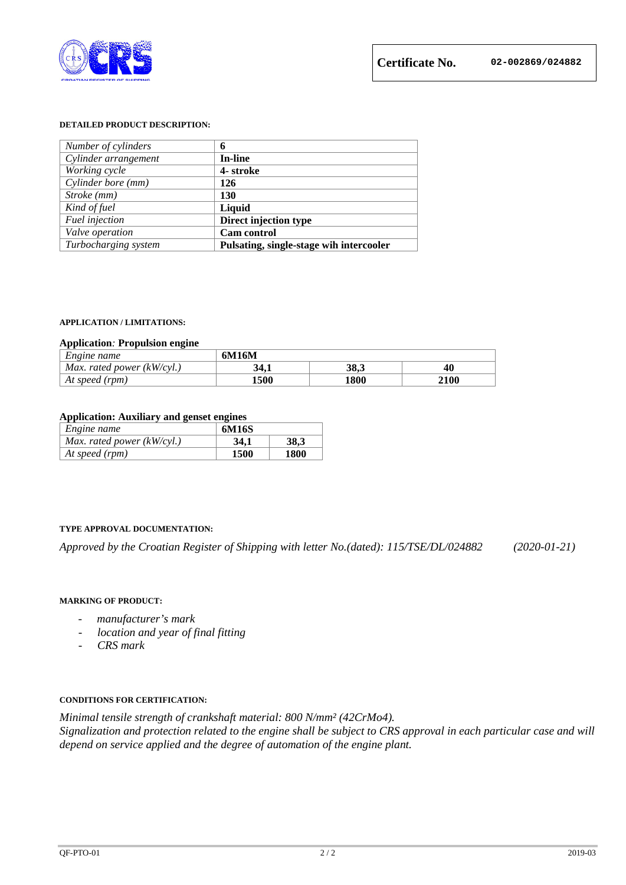**Certificate No.** 02-002869/024882

#### DETAILED PRODUCT DESCRIPTION:

| | |
|---|---|
| *Number of cylinders* | **6** |
| *Cylinder arrangement* | **In-line** |
| *Working cycle* | **4- stroke** |
| *Cylinder bore (mm)* | **126** |
| *Stroke (mm)* | **130** |
| *Kind of fuel* | **Liquid** |
| *Fuel injection* | **Direct injection type** |
| *Valve operation* | **Cam control** |
| *Turbocharging system* | **Pulsating, single-stage wih intercooler** |

#### APPLICATION / LIMITATIONS:

**Application***:* **Propulsion engine**

| | | | |
|---|---|---|---|
| *Engine name* | **6M16M** | | |
| *Max. rated power (kW/cyl.)* | **34,1** | **38,3** | **40** |
| *At speed (rpm)* | **1500** | **1800** | **2100** |

**Application: Auxiliary and genset engines**

| | | |
|---|---|---|
| *Engine name* | **6M16S** | |
| *Max. rated power (kW/cyl.)* | **34,1** | **38,3** |
| *At speed (rpm)* | **1500** | **1800** |

#### TYPE APPROVAL DOCUMENTATION:

*Approved by the Croatian Register of Shipping with letter No.(dated): 115/TSE/DL/024882 (2020-01-21)*

#### MARKING OF PRODUCT:

- *manufacturer's mark*
- *location and year of final fitting*
- *CRS mark*

#### CONDITIONS FOR CERTIFICATION:

*Minimal tensile strength of crankshaft material: 800 N/mm² (42CrMo4).*
*Signalization and protection related to the engine shall be subject to CRS approval in each particular case and will depend on service applied and the degree of automation of the engine plant.*

QF-PTO-01 2019-03